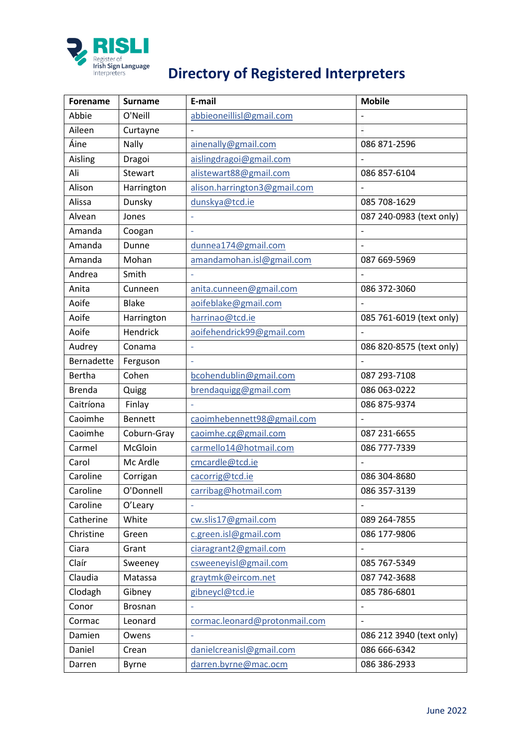RISLI
Register of Irish Sign Language Interpreters

# Directory of Registered Interpreters

| Forename | Surname | E-mail | Mobile |
|---|---|---|---|
| Abbie | O'Neill | abbieoneillisl@gmail.com | - |
| Aileen | Curtayne | - | - |
| Áine | Nally | ainenally@gmail.com | 086 871-2596 |
| Aisling | Dragoi | aislingdragoi@gmail.com | - |
| Ali | Stewart | alistewart88@gmail.com | 086 857-6104 |
| Alison | Harrington | alison.harrington3@gmail.com | - |
| Alissa | Dunsky | dunskya@tcd.ie | 085 708-1629 |
| Alvean | Jones | - | 087 240-0983 (text only) |
| Amanda | Coogan | - | - |
| Amanda | Dunne | dunnea174@gmail.com | - |
| Amanda | Mohan | amandamohan.isl@gmail.com | 087 669-5969 |
| Andrea | Smith | - | - |
| Anita | Cunneen | anita.cunneen@gmail.com | 086 372-3060 |
| Aoife | Blake | aoifeblake@gmail.com | - |
| Aoife | Harrington | harrinao@tcd.ie | 085 761-6019 (text only) |
| Aoife | Hendrick | aoifehendrick99@gmail.com | - |
| Audrey | Conama | - | 086 820-8575 (text only) |
| Bernadette | Ferguson | - | - |
| Bertha | Cohen | bcohendublin@gmail.com | 087 293-7108 |
| Brenda | Quigg | brendaquigg@gmail.com | 086 063-0222 |
| Caitríona | Finlay | - | 086 875-9374 |
| Caoimhe | Bennett | caoimhebennett98@gmail.com | - |
| Caoimhe | Coburn-Gray | caoimhe.cg@gmail.com | 087 231-6655 |
| Carmel | McGloin | carmello14@hotmail.com | 086 777-7339 |
| Carol | Mc Ardle | cmcardle@tcd.ie | - |
| Caroline | Corrigan | cacorrig@tcd.ie | 086 304-8680 |
| Caroline | O'Donnell | carribag@hotmail.com | 086 357-3139 |
| Caroline | O'Leary | - | - |
| Catherine | White | cw.slis17@gmail.com | 089 264-7855 |
| Christine | Green | c.green.isl@gmail.com | 086 177-9806 |
| Ciara | Grant | ciaragrant2@gmail.com | - |
| Claír | Sweeney | csweeneyisl@gmail.com | 085 767-5349 |
| Claudia | Matassa | graytmk@eircom.net | 087 742-3688 |
| Clodagh | Gibney | gibneycl@tcd.ie | 085 786-6801 |
| Conor | Brosnan | - | - |
| Cormac | Leonard | cormac.leonard@protonmail.com | - |
| Damien | Owens | - | 086 212 3940 (text only) |
| Daniel | Crean | danielcreanisl@gmail.com | 086 666-6342 |
| Darren | Byrne | darren.byrne@mac.ocm | 086 386-2933 |

June 2022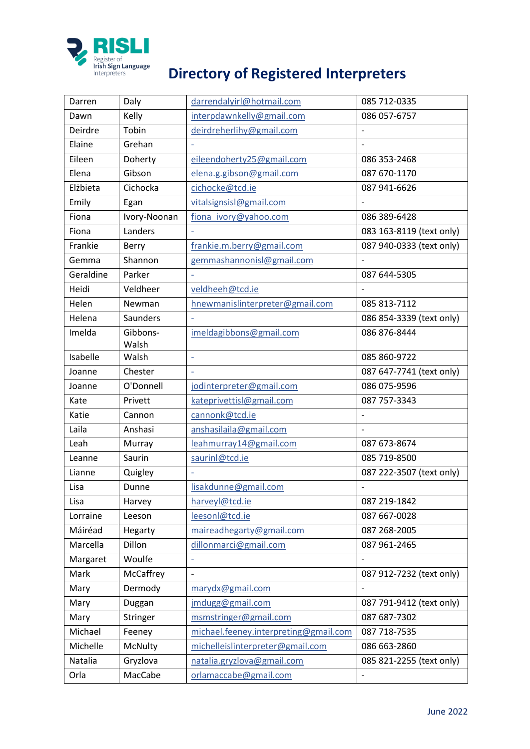# Directory of Registered Interpreters

| | | | |
|---|---|---|---|
| Darren | Daly | darrendalyirl@hotmail.com | 085 712-0335 |
| Dawn | Kelly | interpdawnkelly@gmail.com | 086 057-6757 |
| Deirdre | Tobin | deirdreherlihy@gmail.com | - |
| Elaine | Grehan | - | - |
| Eileen | Doherty | eileendoherty25@gmail.com | 086 353-2468 |
| Elena | Gibson | elena.g.gibson@gmail.com | 087 670-1170 |
| Elżbieta | Cichocka | cichocke@tcd.ie | 087 941-6626 |
| Emily | Egan | vitalsignsisl@gmail.com | - |
| Fiona | Ivory-Noonan | fiona_ivory@yahoo.com | 086 389-6428 |
| Fiona | Landers | - | 083 163-8119 (text only) |
| Frankie | Berry | frankie.m.berry@gmail.com | 087 940-0333 (text only) |
| Gemma | Shannon | gemmashannonisl@gmail.com | - |
| Geraldine | Parker | - | 087 644-5305 |
| Heidi | Veldheer | veldheeh@tcd.ie | - |
| Helen | Newman | hnewmanislinterpreter@gmail.com | 085 813-7112 |
| Helena | Saunders | - | 086 854-3339 (text only) |
| Imelda | Gibbons-Walsh | imeldagibbons@gmail.com | 086 876-8444 |
| Isabelle | Walsh | - | 085 860-9722 |
| Joanne | Chester | - | 087 647-7741 (text only) |
| Joanne | O'Donnell | jodinterpreter@gmail.com | 086 075-9596 |
| Kate | Privett | kateprivettisl@gmail.com | 087 757-3343 |
| Katie | Cannon | cannonk@tcd.ie | - |
| Laila | Anshasi | anshasilaila@gmail.com | - |
| Leah | Murray | leahmurray14@gmail.com | 087 673-8674 |
| Leanne | Saurin | saurinl@tcd.ie | 085 719-8500 |
| Lianne | Quigley | - | 087 222-3507 (text only) |
| Lisa | Dunne | lisakdunne@gmail.com | - |
| Lisa | Harvey | harveyl@tcd.ie | 087 219-1842 |
| Lorraine | Leeson | leesonl@tcd.ie | 087 667-0028 |
| Máiréad | Hegarty | maireadhegarty@gmail.com | 087 268-2005 |
| Marcella | Dillon | dillonmarci@gmail.com | 087 961-2465 |
| Margaret | Woulfe | - | - |
| Mark | McCaffrey | - | 087 912-7232 (text only) |
| Mary | Dermody | marydx@gmail.com | - |
| Mary | Duggan | jmdugg@gmail.com | 087 791-9412 (text only) |
| Mary | Stringer | msmstringer@gmail.com | 087 687-7302 |
| Michael | Feeney | michael.feeney.interpreting@gmail.com | 087 718-7535 |
| Michelle | McNulty | michelleislinterpreter@gmail.com | 086 663-2860 |
| Natalia | Gryzlova | natalia.gryzlova@gmail.com | 085 821-2255 (text only) |
| Orla | MacCabe | orlamaccabe@gmail.com | - |

June 2022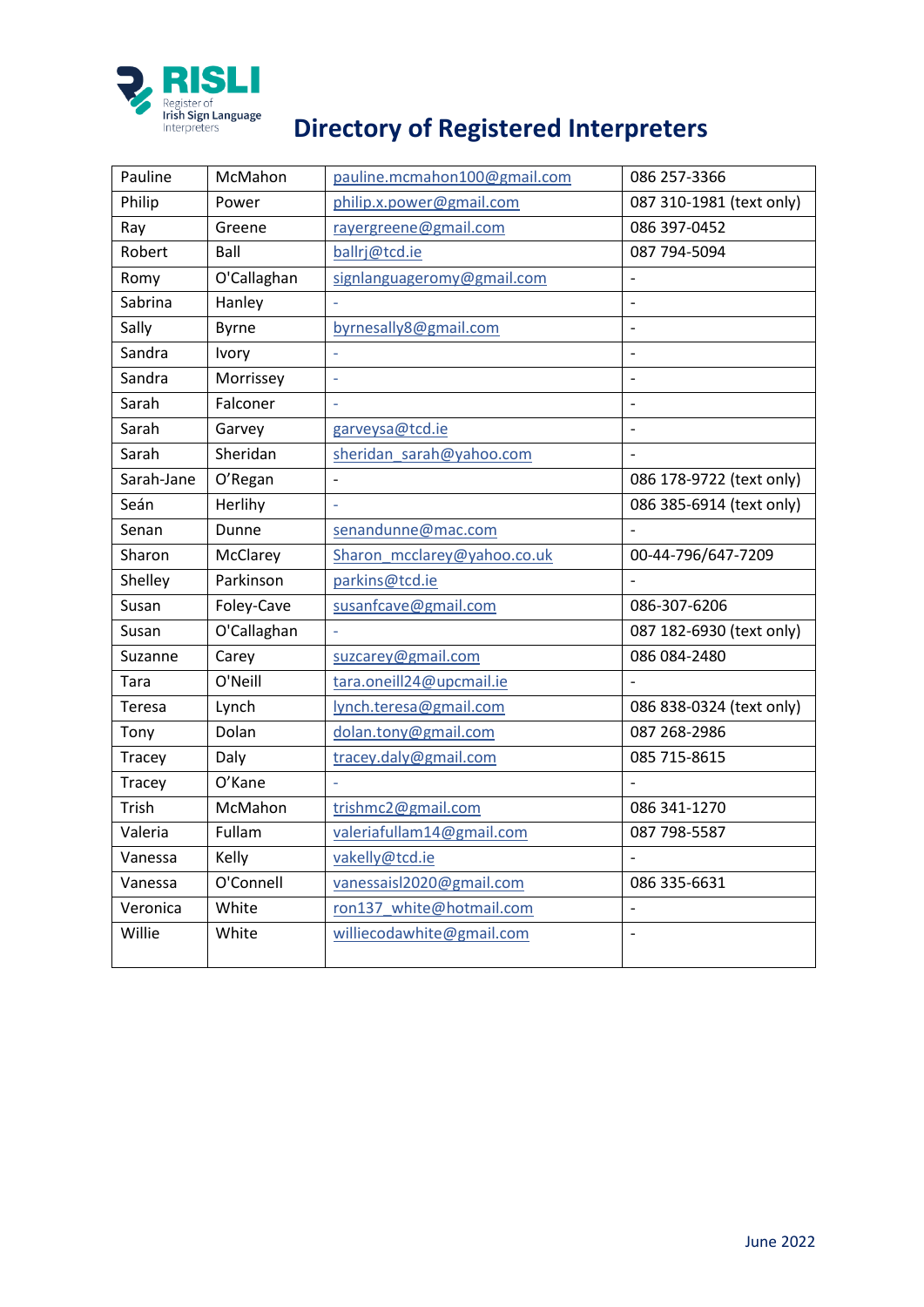# Directory of Registered Interpreters

| | | | |
|---|---|---|---|
| Pauline | McMahon | pauline.mcmahon100@gmail.com | 086 257-3366 |
| Philip | Power | philip.x.power@gmail.com | 087 310-1981 (text only) |
| Ray | Greene | rayergreene@gmail.com | 086 397-0452 |
| Robert | Ball | ballrj@tcd.ie | 087 794-5094 |
| Romy | O'Callaghan | signlanguageromy@gmail.com | - |
| Sabrina | Hanley | - | - |
| Sally | Byrne | byrnesally8@gmail.com | - |
| Sandra | Ivory | - | - |
| Sandra | Morrissey | - | - |
| Sarah | Falconer | - | - |
| Sarah | Garvey | garveysa@tcd.ie | - |
| Sarah | Sheridan | sheridan_sarah@yahoo.com | - |
| Sarah-Jane | O'Regan | - | 086 178-9722 (text only) |
| Seán | Herlihy | - | 086 385-6914 (text only) |
| Senan | Dunne | senandunne@mac.com | - |
| Sharon | McClarey | Sharon_mcclarey@yahoo.co.uk | 00-44-796/647-7209 |
| Shelley | Parkinson | parkins@tcd.ie | - |
| Susan | Foley-Cave | susanfcave@gmail.com | 086-307-6206 |
| Susan | O'Callaghan | - | 087 182-6930 (text only) |
| Suzanne | Carey | suzcarey@gmail.com | 086 084-2480 |
| Tara | O'Neill | tara.oneill24@upcmail.ie | - |
| Teresa | Lynch | lynch.teresa@gmail.com | 086 838-0324 (text only) |
| Tony | Dolan | dolan.tony@gmail.com | 087 268-2986 |
| Tracey | Daly | tracey.daly@gmail.com | 085 715-8615 |
| Tracey | O'Kane | - | - |
| Trish | McMahon | trishmc2@gmail.com | 086 341-1270 |
| Valeria | Fullam | valeriafullam14@gmail.com | 087 798-5587 |
| Vanessa | Kelly | vakelly@tcd.ie | - |
| Vanessa | O'Connell | vanessaisl2020@gmail.com | 086 335-6631 |
| Veronica | White | ron137_white@hotmail.com | - |
| Willie | White | williecodawhite@gmail.com | - |

June 2022